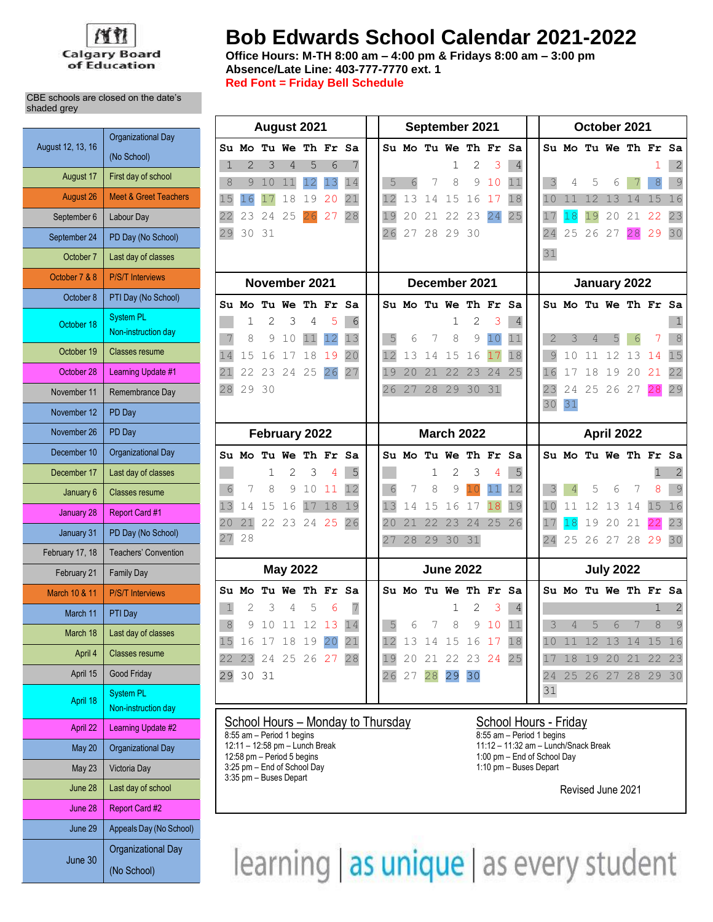Calgary Board of Education

# Bob Edwards School Calendar 2021-2022

**Office Hours: M-TH 8:00 am – 4:00 pm & Fridays 8:00 am – 3:00 pm**
**Absence/Late Line: 403-777-7770 ext. 1**
**Red Font = Friday Bell Schedule**

CBE schools are closed on the date's shaded grey

| Date | Event |
|---|---|
| August 12, 13, 16 | Organizational Day (No School) |
| August 17 | First day of school |
| August 26 | Meet & Greet Teachers |
| September 6 | Labour Day |
| September 24 | PD Day (No School) |
| October 7 | Last day of classes |
| October 7 & 8 | P/S/T Interviews |
| October 8 | PTI Day (No School) |
| October 18 | System PL Non-instruction day |
| October 19 | Classes resume |
| October 28 | Learning Update #1 |
| November 11 | Remembrance Day |
| November 12 | PD Day |
| November 26 | PD Day |
| December 10 | Organizational Day |
| December 17 | Last day of classes |
| January 6 | Classes resume |
| January 28 | Report Card #1 |
| January 31 | PD Day (No School) |
| February 17, 18 | Teachers' Convention |
| February 21 | Family Day |
| March 10 & 11 | P/S/T Interviews |
| March 11 | PTI Day |
| March 18 | Last day of classes |
| April 4 | Classes resume |
| April 15 | Good Friday |
| April 18 | System PL Non-instruction day |
| April 22 | Learning Update #2 |
| May 20 | Organizational Day |
| May 23 | Victoria Day |
| June 28 | Last day of school |
| June 28 | Report Card #2 |
| June 29 | Appeals Day (No School) |
| June 30 | Organizational Day (No School) |

## August 2021

| Su | Mo | Tu | We | Th | Fr | Sa |
|---|---|---|---|---|---|---|
| 1 | 2 | 3 | 4 | 5 | 6 | 7 |
| 8 | 9 | 10 | 11 | 12 | 13 | 14 |
| 15 | 16 | 17 | 18 | 19 | 20 | 21 |
| 22 | 23 | 24 | 25 | 26 | 27 | 28 |
| 29 | 30 | 31 | | | | |

## September 2021

| Su | Mo | Tu | We | Th | Fr | Sa |
|---|---|---|---|---|---|---|
| | | | 1 | 2 | 3 | 4 |
| 5 | 6 | 7 | 8 | 9 | 10 | 11 |
| 12 | 13 | 14 | 15 | 16 | 17 | 18 |
| 19 | 20 | 21 | 22 | 23 | 24 | 25 |
| 26 | 27 | 28 | 29 | 30 | | |

## October 2021

| Su | Mo | Tu | We | Th | Fr | Sa |
|---|---|---|---|---|---|---|
| | | | | | 1 | 2 |
| 3 | 4 | 5 | 6 | 7 | 8 | 9 |
| 10 | 11 | 12 | 13 | 14 | 15 | 16 |
| 17 | 18 | 19 | 20 | 21 | 22 | 23 |
| 24 | 25 | 26 | 27 | 28 | 29 | 30 |
| 31 | | | | | | |

## November 2021

| Su | Mo | Tu | We | Th | Fr | Sa |
|---|---|---|---|---|---|---|
| | 1 | 2 | 3 | 4 | 5 | 6 |
| 7 | 8 | 9 | 10 | 11 | 12 | 13 |
| 14 | 15 | 16 | 17 | 18 | 19 | 20 |
| 21 | 22 | 23 | 24 | 25 | 26 | 27 |
| 28 | 29 | 30 | | | | |

## December 2021

| Su | Mo | Tu | We | Th | Fr | Sa |
|---|---|---|---|---|---|---|
| | | | 1 | 2 | 3 | 4 |
| 5 | 6 | 7 | 8 | 9 | 10 | 11 |
| 12 | 13 | 14 | 15 | 16 | 17 | 18 |
| 19 | 20 | 21 | 22 | 23 | 24 | 25 |
| 26 | 27 | 28 | 29 | 30 | 31 | |

## January 2022

| Su | Mo | Tu | We | Th | Fr | Sa |
|---|---|---|---|---|---|---|
| | | | | | | 1 |
| 2 | 3 | 4 | 5 | 6 | 7 | 8 |
| 9 | 10 | 11 | 12 | 13 | 14 | 15 |
| 16 | 17 | 18 | 19 | 20 | 21 | 22 |
| 23 | 24 | 25 | 26 | 27 | 28 | 29 |
| 30 | 31 | | | | | |

## February 2022

| Su | Mo | Tu | We | Th | Fr | Sa |
|---|---|---|---|---|---|---|
| | | 1 | 2 | 3 | 4 | 5 |
| 6 | 7 | 8 | 9 | 10 | 11 | 12 |
| 13 | 14 | 15 | 16 | 17 | 18 | 19 |
| 20 | 21 | 22 | 23 | 24 | 25 | 26 |
| 27 | 28 | | | | | |

## March 2022

| Su | Mo | Tu | We | Th | Fr | Sa |
|---|---|---|---|---|---|---|
| | | 1 | 2 | 3 | 4 | 5 |
| 6 | 7 | 8 | 9 | 10 | 11 | 12 |
| 13 | 14 | 15 | 16 | 17 | 18 | 19 |
| 20 | 21 | 22 | 23 | 24 | 25 | 26 |
| 27 | 28 | 29 | 30 | 31 | | |

## April 2022

| Su | Mo | Tu | We | Th | Fr | Sa |
|---|---|---|---|---|---|---|
| | | | | | 1 | 2 |
| 3 | 4 | 5 | 6 | 7 | 8 | 9 |
| 10 | 11 | 12 | 13 | 14 | 15 | 16 |
| 17 | 18 | 19 | 20 | 21 | 22 | 23 |
| 24 | 25 | 26 | 27 | 28 | 29 | 30 |

## May 2022

| Su | Mo | Tu | We | Th | Fr | Sa |
|---|---|---|---|---|---|---|
| 1 | 2 | 3 | 4 | 5 | 6 | 7 |
| 8 | 9 | 10 | 11 | 12 | 13 | 14 |
| 15 | 16 | 17 | 18 | 19 | 20 | 21 |
| 22 | 23 | 24 | 25 | 26 | 27 | 28 |
| 29 | 30 | 31 | | | | |

## June 2022

| Su | Mo | Tu | We | Th | Fr | Sa |
|---|---|---|---|---|---|---|
| | | | 1 | 2 | 3 | 4 |
| 5 | 6 | 7 | 8 | 9 | 10 | 11 |
| 12 | 13 | 14 | 15 | 16 | 17 | 18 |
| 19 | 20 | 21 | 22 | 23 | 24 | 25 |
| 26 | 27 | 28 | 29 | 30 | | |

## July 2022

| Su | Mo | Tu | We | Th | Fr | Sa |
|---|---|---|---|---|---|---|
| | | | | | 1 | 2 |
| 3 | 4 | 5 | 6 | 7 | 8 | 9 |
| 10 | 11 | 12 | 13 | 14 | 15 | 16 |
| 17 | 18 | 19 | 20 | 21 | 22 | 23 |
| 24 | 25 | 26 | 27 | 28 | 29 | 30 |
| 31 | | | | | | |

## School Hours – Monday to Thursday

8:55 am – Period 1 begins
12:11 – 12:58 pm – Lunch Break
12:58 pm – Period 5 begins
3:25 pm – End of School Day
3:35 pm – Buses Depart

## School Hours - Friday

8:55 am – Period 1 begins
11:12 – 11:32 am – Lunch/Snack Break
1:00 pm – End of School Day
1:10 pm – Buses Depart

Revised June 2021

learning | as unique | as every student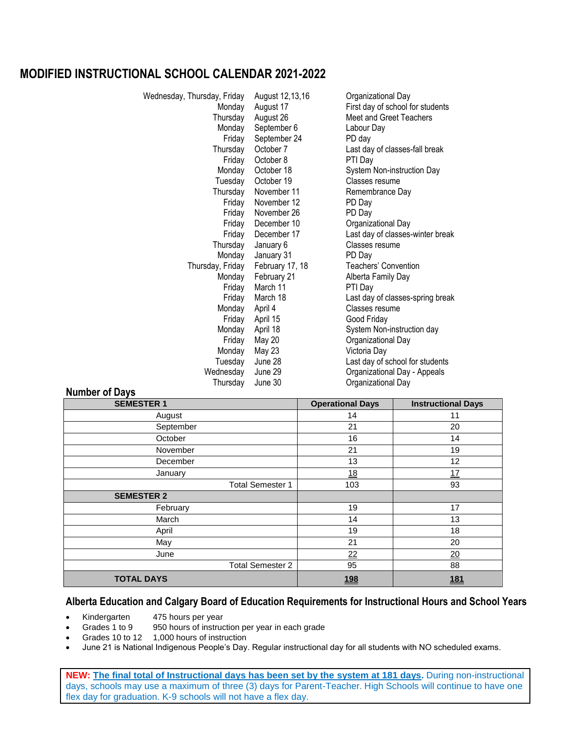# MODIFIED INSTRUCTIONAL SCHOOL CALENDAR 2021-2022

| | | |
|---|---|---|
| Wednesday, Thursday, Friday | August 12,13,16 | Organizational Day |
| Monday | August 17 | First day of school for students |
| Thursday | August 26 | Meet and Greet Teachers |
| Monday | September 6 | Labour Day |
| Friday | September 24 | PD day |
| Thursday | October 7 | Last day of classes-fall break |
| Friday | October 8 | PTI Day |
| Monday | October 18 | System Non-instruction Day |
| Tuesday | October 19 | Classes resume |
| Thursday | November 11 | Remembrance Day |
| Friday | November 12 | PD Day |
| Friday | November 26 | PD Day |
| Friday | December 10 | Organizational Day |
| Friday | December 17 | Last day of classes-winter break |
| Thursday | January 6 | Classes resume |
| Monday | January 31 | PD Day |
| Thursday, Friday | February 17, 18 | Teachers' Convention |
| Monday | February 21 | Alberta Family Day |
| Friday | March 11 | PTI Day |
| Friday | March 18 | Last day of classes-spring break |
| Monday | April 4 | Classes resume |
| Friday | April 15 | Good Friday |
| Monday | April 18 | System Non-instruction day |
| Friday | May 20 | Organizational Day |
| Monday | May 23 | Victoria Day |
| Tuesday | June 28 | Last day of school for students |
| Wednesday | June 29 | Organizational Day - Appeals |
| Thursday | June 30 | Organizational Day |

## Number of Days

| SEMESTER 1 | Operational Days | Instructional Days |
|---|---|---|
| August | 14 | 11 |
| September | 21 | 20 |
| October | 16 | 14 |
| November | 21 | 19 |
| December | 13 | 12 |
| January | 18 | 17 |
| Total Semester 1 | 103 | 93 |
| **SEMESTER 2** | | |
| February | 19 | 17 |
| March | 14 | 13 |
| April | 19 | 18 |
| May | 21 | 20 |
| June | 22 | 20 |
| Total Semester 2 | 95 | 88 |
| **TOTAL DAYS** | **198** | **181** |

## Alberta Education and Calgary Board of Education Requirements for Instructional Hours and School Years

- Kindergarten 475 hours per year
- Grades 1 to 9 950 hours of instruction per year in each grade
- Grades 10 to 12 1,000 hours of instruction
- June 21 is National Indigenous People's Day. Regular instructional day for all students with NO scheduled exams.

**NEW: The final total of Instructional days has been set by the system at 181 days.** During non-instructional days, schools may use a maximum of three (3) days for Parent-Teacher. High Schools will continue to have one flex day for graduation. K-9 schools will not have a flex day.